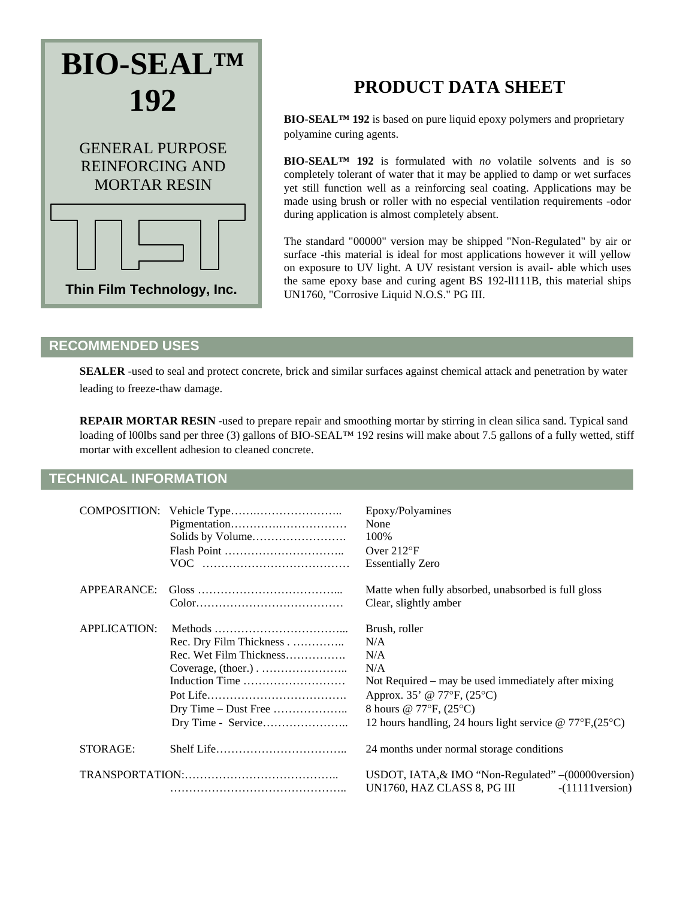# BIO-SEAL™ 192

GENERAL PURPOSE REINFORCING AND MORTAR RESIN

Thin Film Technology, Inc.

# PRODUCT DATA SHEET

**BIO-SEAL™ 192** is based on pure liquid epoxy polymers and proprietary polyamine curing agents.

**BIO-SEAL™ 192** is formulated with *no* volatile solvents and is so completely tolerant of water that it may be applied to damp or wet surfaces yet still function well as a reinforcing seal coating. Applications may be made using brush or roller with no especial ventilation requirements -odor during application is almost completely absent.

The standard "00000" version may be shipped "Non-Regulated" by air or surface -this material is ideal for most applications however it will yellow on exposure to UV light. A UV resistant version is avail- able which uses the same epoxy base and curing agent BS 192-ll111B, this material ships UN1760, "Corrosive Liquid N.O.S." PG III.

## RECOMMENDED USES

**SEALER** -used to seal and protect concrete, brick and similar surfaces against chemical attack and penetration by water leading to freeze-thaw damage.

**REPAIR MORTAR RESIN** -used to prepare repair and smoothing mortar by stirring in clean silica sand. Typical sand loading of l00lbs sand per three (3) gallons of BIO-SEAL™ 192 resins will make about 7.5 gallons of a fully wetted, stiff mortar with excellent adhesion to cleaned concrete.

## TECHNICAL INFORMATION

| | | |
|---|---|---|
| COMPOSITION: | Vehicle Type | Epoxy/Polyamines |
| | Pigmentation | None |
| | Solids by Volume | 100% |
| | Flash Point | Over 212°F |
| | VOC | Essentially Zero |
| APPEARANCE: | Gloss | Matte when fully absorbed, unabsorbed is full gloss |
| | Color | Clear, slightly amber |
| APPLICATION: | Methods | Brush, roller |
| | Rec. Dry Film Thickness | N/A |
| | Rec. Wet Film Thickness | N/A |
| | Coverage, (thoer.) | N/A |
| | Induction Time | Not Required – may be used immediately after mixing |
| | Pot Life | Approx. 35' @ 77°F, (25°C) |
| | Dry Time – Dust Free | 8 hours @ 77°F, (25°C) |
| | Dry Time - Service | 12 hours handling, 24 hours light service @ 77°F,(25°C) |
| STORAGE: | Shelf Life | 24 months under normal storage conditions |
| TRANSPORTATION: | | USDOT, IATA,& IMO "Non-Regulated" –(00000version) |
| | | UN1760, HAZ CLASS 8, PG III -(11111version) |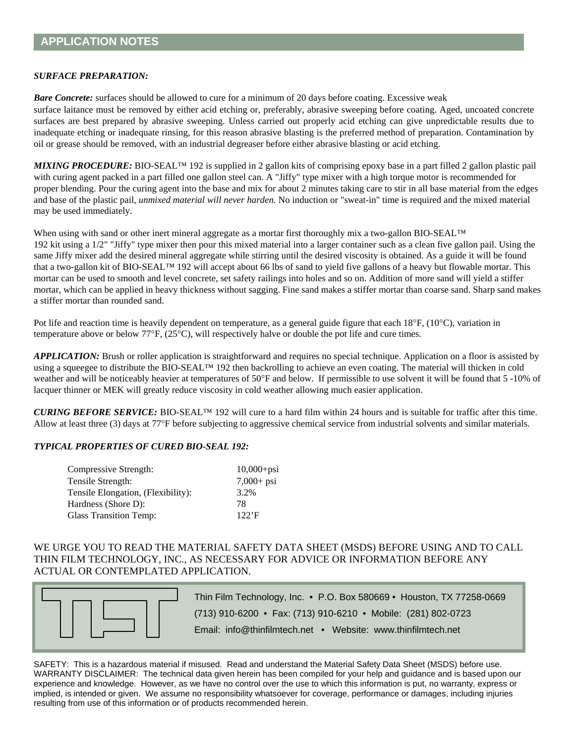## APPLICATION NOTES

***SURFACE PREPARATION:***

***Bare Concrete:*** surfaces should be allowed to cure for a minimum of 20 days before coating. Excessive weak surface laitance must be removed by either acid etching or, preferably, abrasive sweeping before coating. Aged, uncoated concrete surfaces are best prepared by abrasive sweeping. Unless carried out properly acid etching can give unpredictable results due to inadequate etching or inadequate rinsing, for this reason abrasive blasting is the preferred method of preparation. Contamination by oil or grease should be removed, with an industrial degreaser before either abrasive blasting or acid etching.

***MIXING PROCEDURE:*** BIO-SEAL™ 192 is supplied in 2 gallon kits of comprising epoxy base in a part filled 2 gallon plastic pail with curing agent packed in a part filled one gallon steel can. A "Jiffy" type mixer with a high torque motor is recommended for proper blending. Pour the curing agent into the base and mix for about 2 minutes taking care to stir in all base material from the edges and base of the plastic pail, *unmixed material will never harden.* No induction or "sweat-in" time is required and the mixed material may be used immediately.

When using with sand or other inert mineral aggregate as a mortar first thoroughly mix a two-gallon BIO-SEAL™ 192 kit using a 1/2" "Jiffy" type mixer then pour this mixed material into a larger container such as a clean five gallon pail. Using the same Jiffy mixer add the desired mineral aggregate while stirring until the desired viscosity is obtained. As a guide it will be found that a two-gallon kit of BIO-SEAL™ 192 will accept about 66 lbs of sand to yield five gallons of a heavy but flowable mortar. This mortar can be used to smooth and level concrete, set safety railings into holes and so on. Addition of more sand will yield a stiffer mortar, which can be applied in heavy thickness without sagging. Fine sand makes a stiffer mortar than coarse sand. Sharp sand makes a stiffer mortar than rounded sand.

Pot life and reaction time is heavily dependent on temperature, as a general guide figure that each 18°F, (10°C), variation in temperature above or below 77°F, (25°C), will respectively halve or double the pot life and cure times.

***APPLICATION:*** Brush or roller application is straightforward and requires no special technique. Application on a floor is assisted by using a squeegee to distribute the BIO-SEAL™ 192 then backrolling to achieve an even coating. The material will thicken in cold weather and will be noticeably heavier at temperatures of 50°F and below. If permissible to use solvent it will be found that 5 -10% of lacquer thinner or MEK will greatly reduce viscosity in cold weather allowing much easier application.

***CURING BEFORE SERVICE:*** BIO-SEAL™ 192 will cure to a hard film within 24 hours and is suitable for traffic after this time. Allow at least three (3) days at 77°F before subjecting to aggressive chemical service from industrial solvents and similar materials.

***TYPICAL PROPERTIES OF CURED BIO-SEAL 192:***

| | |
|---|---|
| Compressive Strength: | 10,000+psi |
| Tensile Strength: | 7,000+ psi |
| Tensile Elongation, (Flexibility): | 3.2% |
| Hardness (Shore D): | 78 |
| Glass Transition Temp: | 122'F |

WE URGE YOU TO READ THE MATERIAL SAFETY DATA SHEET (MSDS) BEFORE USING AND TO CALL THIN FILM TECHNOLOGY, INC., AS NECESSARY FOR ADVICE OR INFORMATION BEFORE ANY ACTUAL OR CONTEMPLATED APPLICATION.

TFT

Thin Film Technology, Inc. • P.O. Box 580669 • Houston, TX 77258-0669
(713) 910-6200 • Fax: (713) 910-6210 • Mobile: (281) 802-0723
Email: info@thinfilmtech.net • Website: www.thinfilmtech.net

SAFETY: This is a hazardous material if misused. Read and understand the Material Safety Data Sheet (MSDS) before use.
WARRANTY DISCLAIMER: The technical data given herein has been compiled for your help and guidance and is based upon our experience and knowledge. However, as we have no control over the use to which this information is put, no warranty, express or implied, is intended or given. We assume no responsibility whatsoever for coverage, performance or damages, including injuries resulting from use of this information or of products recommended herein.